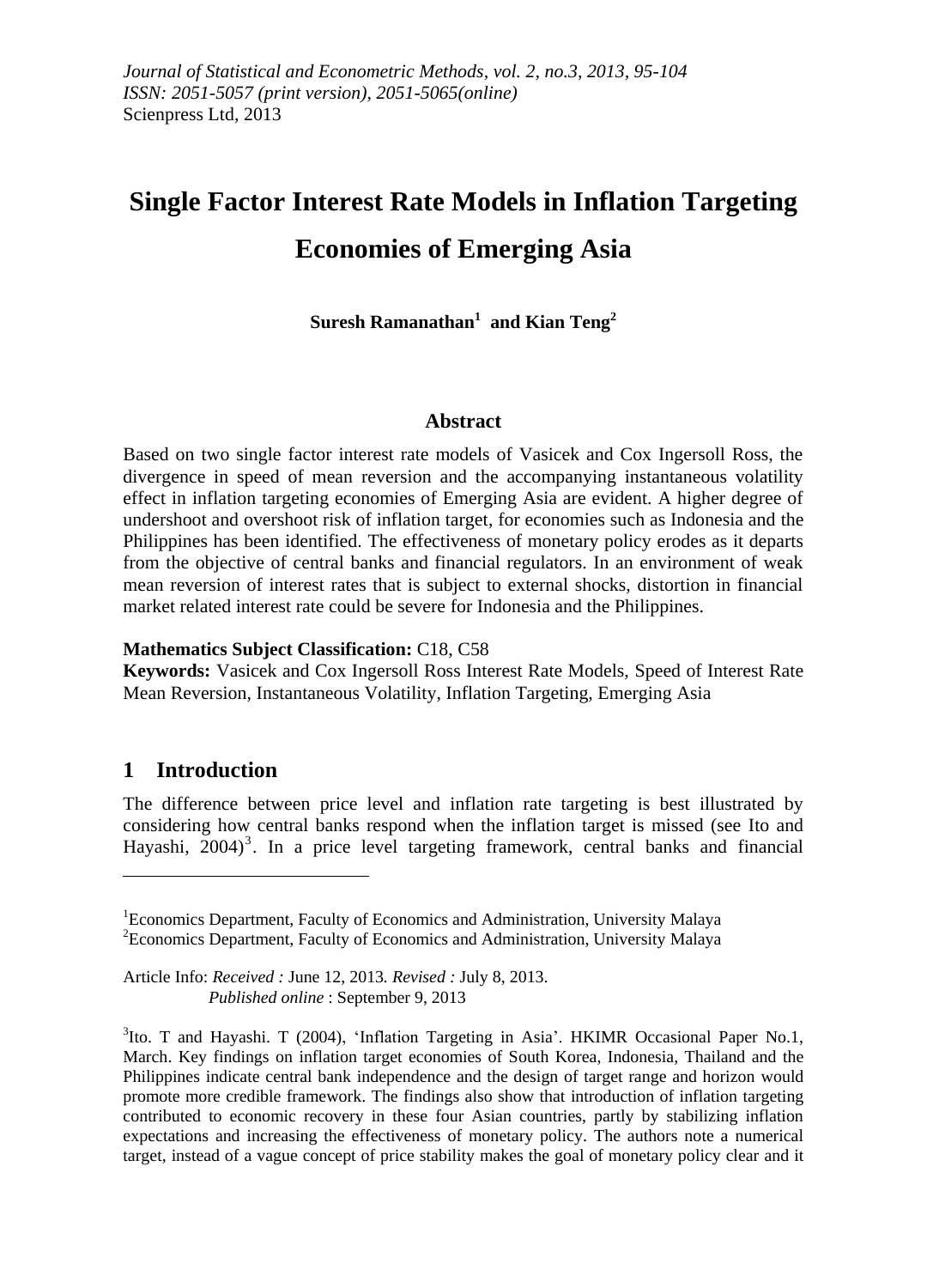*Journal of Statistical and Econometric Methods, vol. 2, no.3, 2013, 95-104*
*ISSN: 2051-5057 (print version), 2051-5065(online)*
Scienpress Ltd, 2013

# Single Factor Interest Rate Models in Inflation Targeting Economies of Emerging Asia

**Suresh Ramanathan[1] and Kian Teng[2]**

## Abstract

Based on two single factor interest rate models of Vasicek and Cox Ingersoll Ross, the divergence in speed of mean reversion and the accompanying instantaneous volatility effect in inflation targeting economies of Emerging Asia are evident. A higher degree of undershoot and overshoot risk of inflation target, for economies such as Indonesia and the Philippines has been identified. The effectiveness of monetary policy erodes as it departs from the objective of central banks and financial regulators. In an environment of weak mean reversion of interest rates that is subject to external shocks, distortion in financial market related interest rate could be severe for Indonesia and the Philippines.

**Mathematics Subject Classification:** C18, C58

**Keywords:** Vasicek and Cox Ingersoll Ross Interest Rate Models, Speed of Interest Rate Mean Reversion, Instantaneous Volatility, Inflation Targeting, Emerging Asia

## 1 Introduction

The difference between price level and inflation rate targeting is best illustrated by considering how central banks respond when the inflation target is missed (see Ito and Hayashi, 2004)[3]. In a price level targeting framework, central banks and financial

---

[1]Economics Department, Faculty of Economics and Administration, University Malaya
[2]Economics Department, Faculty of Economics and Administration, University Malaya

Article Info: *Received :* June 12, 2013. *Revised :* July 8, 2013.
*Published online* : September 9, 2013

[3]Ito. T and Hayashi. T (2004), 'Inflation Targeting in Asia'. HKIMR Occasional Paper No.1, March. Key findings on inflation target economies of South Korea, Indonesia, Thailand and the Philippines indicate central bank independence and the design of target range and horizon would promote more credible framework. The findings also show that introduction of inflation targeting contributed to economic recovery in these four Asian countries, partly by stabilizing inflation expectations and increasing the effectiveness of monetary policy. The authors note a numerical target, instead of a vague concept of price stability makes the goal of monetary policy clear and it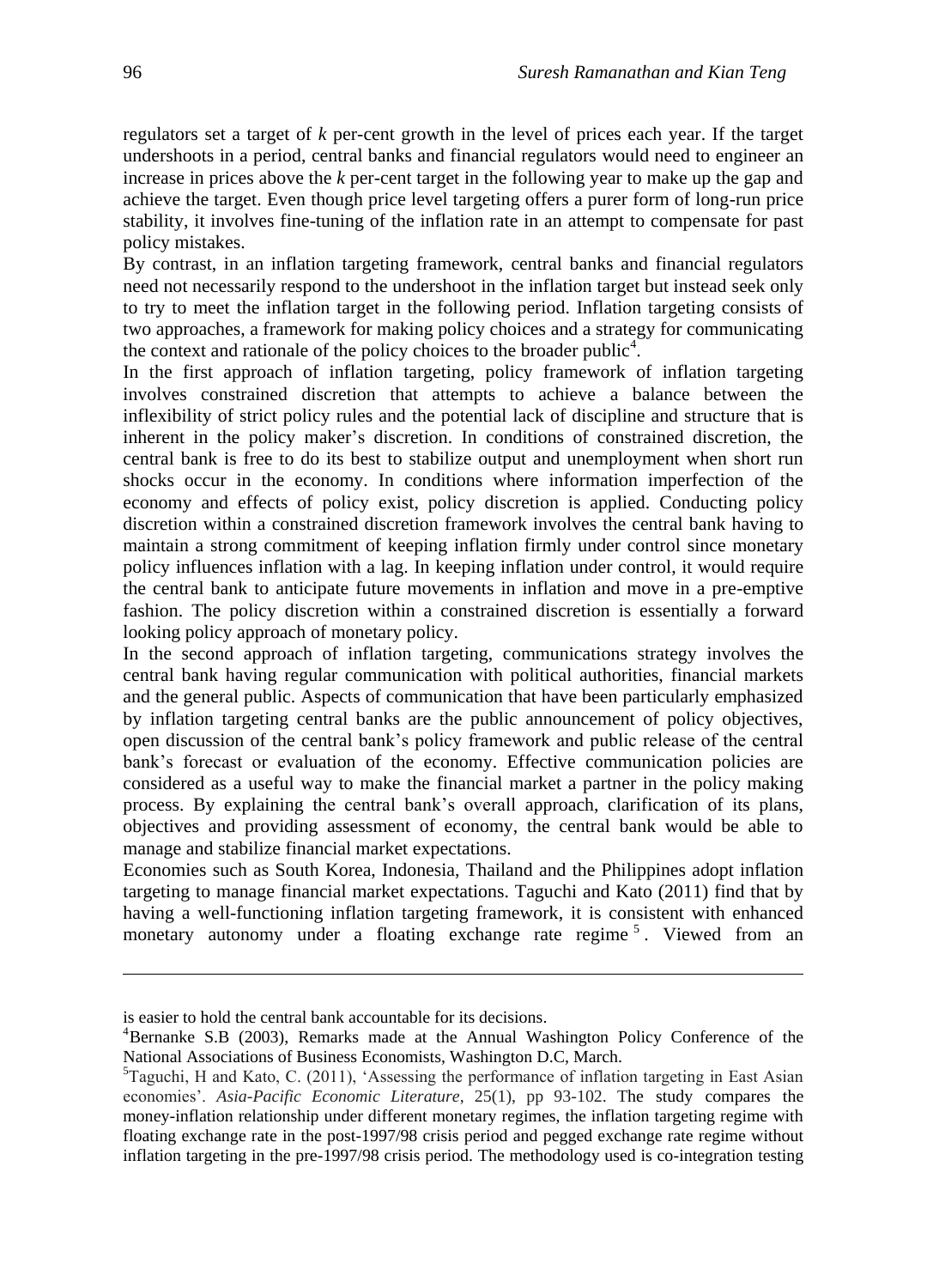regulators set a target of *k* per-cent growth in the level of prices each year. If the target undershoots in a period, central banks and financial regulators would need to engineer an increase in prices above the *k* per-cent target in the following year to make up the gap and achieve the target. Even though price level targeting offers a purer form of long-run price stability, it involves fine-tuning of the inflation rate in an attempt to compensate for past policy mistakes.

By contrast, in an inflation targeting framework, central banks and financial regulators need not necessarily respond to the undershoot in the inflation target but instead seek only to try to meet the inflation target in the following period. Inflation targeting consists of two approaches, a framework for making policy choices and a strategy for communicating the context and rationale of the policy choices to the broader public[4].

In the first approach of inflation targeting, policy framework of inflation targeting involves constrained discretion that attempts to achieve a balance between the inflexibility of strict policy rules and the potential lack of discipline and structure that is inherent in the policy maker's discretion. In conditions of constrained discretion, the central bank is free to do its best to stabilize output and unemployment when short run shocks occur in the economy. In conditions where information imperfection of the economy and effects of policy exist, policy discretion is applied. Conducting policy discretion within a constrained discretion framework involves the central bank having to maintain a strong commitment of keeping inflation firmly under control since monetary policy influences inflation with a lag. In keeping inflation under control, it would require the central bank to anticipate future movements in inflation and move in a pre-emptive fashion. The policy discretion within a constrained discretion is essentially a forward looking policy approach of monetary policy.

In the second approach of inflation targeting, communications strategy involves the central bank having regular communication with political authorities, financial markets and the general public. Aspects of communication that have been particularly emphasized by inflation targeting central banks are the public announcement of policy objectives, open discussion of the central bank's policy framework and public release of the central bank's forecast or evaluation of the economy. Effective communication policies are considered as a useful way to make the financial market a partner in the policy making process. By explaining the central bank's overall approach, clarification of its plans, objectives and providing assessment of economy, the central bank would be able to manage and stabilize financial market expectations.

Economies such as South Korea, Indonesia, Thailand and the Philippines adopt inflation targeting to manage financial market expectations. Taguchi and Kato (2011) find that by having a well-functioning inflation targeting framework, it is consistent with enhanced monetary autonomy under a floating exchange rate regime[5]. Viewed from an

---

is easier to hold the central bank accountable for its decisions.

[4]Bernanke S.B (2003), Remarks made at the Annual Washington Policy Conference of the National Associations of Business Economists, Washington D.C, March.

[5]Taguchi, H and Kato, C. (2011), 'Assessing the performance of inflation targeting in East Asian economies'. *Asia-Pacific Economic Literature*, 25(1), pp 93-102. The study compares the money-inflation relationship under different monetary regimes, the inflation targeting regime with floating exchange rate in the post-1997/98 crisis period and pegged exchange rate regime without inflation targeting in the pre-1997/98 crisis period. The methodology used is co-integration testing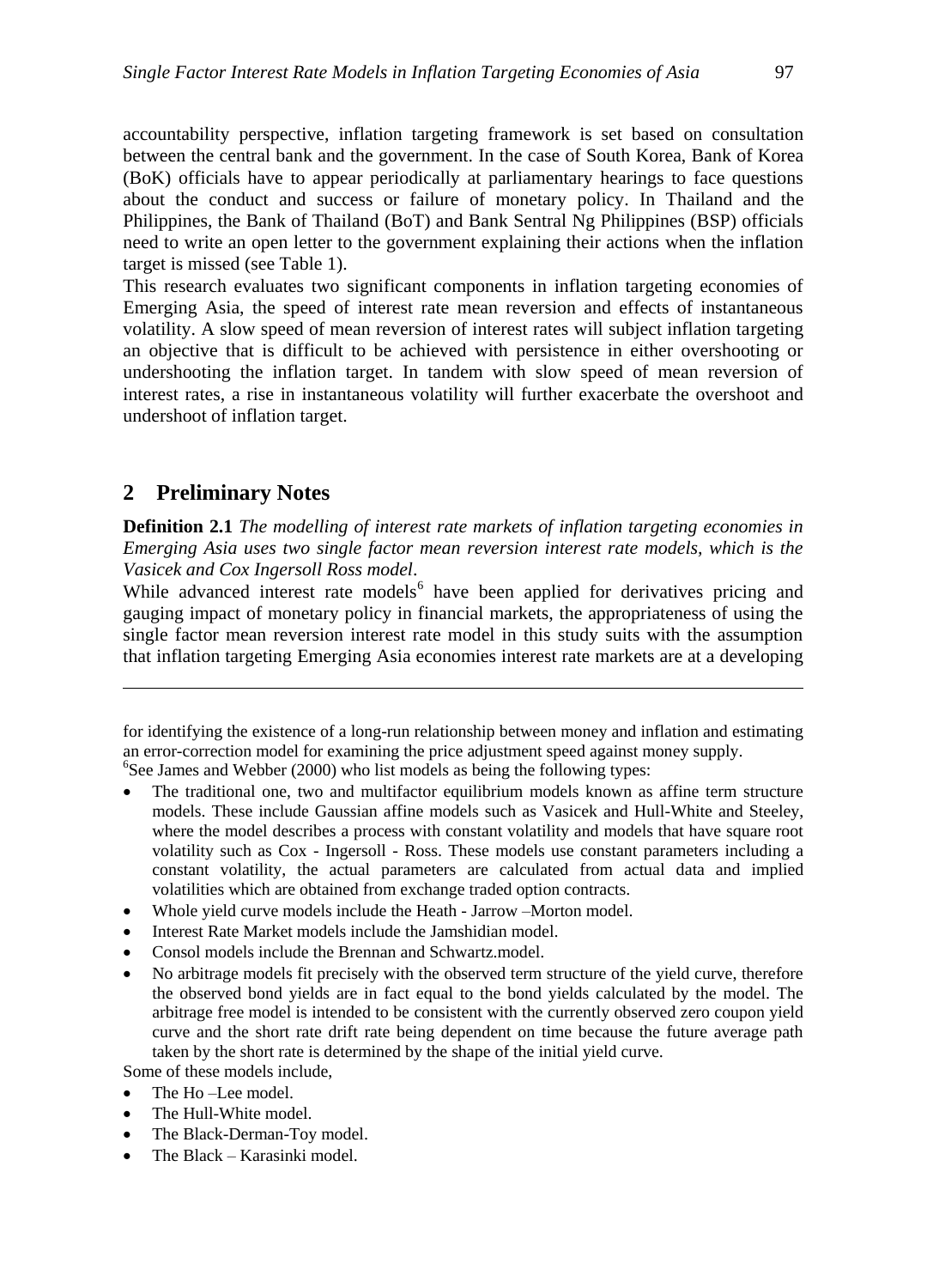accountability perspective, inflation targeting framework is set based on consultation between the central bank and the government. In the case of South Korea, Bank of Korea (BoK) officials have to appear periodically at parliamentary hearings to face questions about the conduct and success or failure of monetary policy. In Thailand and the Philippines, the Bank of Thailand (BoT) and Bank Sentral Ng Philippines (BSP) officials need to write an open letter to the government explaining their actions when the inflation target is missed (see Table 1).

This research evaluates two significant components in inflation targeting economies of Emerging Asia, the speed of interest rate mean reversion and effects of instantaneous volatility. A slow speed of mean reversion of interest rates will subject inflation targeting an objective that is difficult to be achieved with persistence in either overshooting or undershooting the inflation target. In tandem with slow speed of mean reversion of interest rates, a rise in instantaneous volatility will further exacerbate the overshoot and undershoot of inflation target.

## 2 Preliminary Notes

**Definition 2.1** *The modelling of interest rate markets of inflation targeting economies in Emerging Asia uses two single factor mean reversion interest rate models, which is the Vasicek and Cox Ingersoll Ross model*.

While advanced interest rate models[6] have been applied for derivatives pricing and gauging impact of monetary policy in financial markets, the appropriateness of using the single factor mean reversion interest rate model in this study suits with the assumption that inflation targeting Emerging Asia economies interest rate markets are at a developing

---

for identifying the existence of a long-run relationship between money and inflation and estimating an error-correction model for examining the price adjustment speed against money supply.

[6]See James and Webber (2000) who list models as being the following types:

- The traditional one, two and multifactor equilibrium models known as affine term structure models. These include Gaussian affine models such as Vasicek and Hull-White and Steeley, where the model describes a process with constant volatility and models that have square root volatility such as Cox - Ingersoll - Ross. These models use constant parameters including a constant volatility, the actual parameters are calculated from actual data and implied volatilities which are obtained from exchange traded option contracts.
- Whole yield curve models include the Heath - Jarrow –Morton model.
- Interest Rate Market models include the Jamshidian model.
- Consol models include the Brennan and Schwartz.model.
- No arbitrage models fit precisely with the observed term structure of the yield curve, therefore the observed bond yields are in fact equal to the bond yields calculated by the model. The arbitrage free model is intended to be consistent with the currently observed zero coupon yield curve and the short rate drift rate being dependent on time because the future average path taken by the short rate is determined by the shape of the initial yield curve.

Some of these models include,

- The Ho –Lee model.
- The Hull-White model.
- The Black-Derman-Toy model.
- The Black – Karasinki model.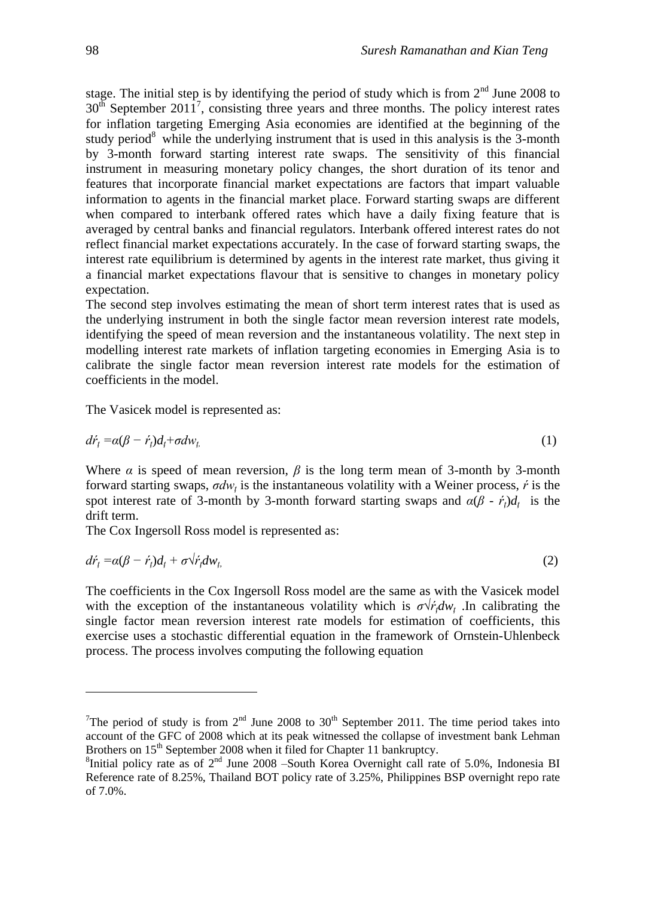stage. The initial step is by identifying the period of study which is from 2nd June 2008 to 30th September 2011[7], consisting three years and three months. The policy interest rates for inflation targeting Emerging Asia economies are identified at the beginning of the study period[8] while the underlying instrument that is used in this analysis is the 3-month by 3-month forward starting interest rate swaps. The sensitivity of this financial instrument in measuring monetary policy changes, the short duration of its tenor and features that incorporate financial market expectations are factors that impart valuable information to agents in the financial market place. Forward starting swaps are different when compared to interbank offered rates which have a daily fixing feature that is averaged by central banks and financial regulators. Interbank offered interest rates do not reflect financial market expectations accurately. In the case of forward starting swaps, the interest rate equilibrium is determined by agents in the interest rate market, thus giving it a financial market expectations flavour that is sensitive to changes in monetary policy expectation.

The second step involves estimating the mean of short term interest rates that is used as the underlying instrument in both the single factor mean reversion interest rate models, identifying the speed of mean reversion and the instantaneous volatility. The next step in modelling interest rate markets of inflation targeting economies in Emerging Asia is to calibrate the single factor mean reversion interest rate models for the estimation of coefficients in the model.

The Vasicek model is represented as:

$$d\acute{r}_t = \alpha(\beta - \acute{r}_t)d_t + \sigma dw_t, \tag{1}$$

Where $\alpha$ is speed of mean reversion, $\beta$ is the long term mean of 3-month by 3-month forward starting swaps, $\sigma dw_t$ is the instantaneous volatility with a Weiner process, $\acute{r}$ is the spot interest rate of 3-month by 3-month forward starting swaps and $\alpha(\beta - \acute{r}_t)d_t$ is the drift term.

The Cox Ingersoll Ross model is represented as:

$$d\acute{r}_t = \alpha(\beta - \acute{r}_t)d_t + \sigma\sqrt{\acute{r}_t}dw_t, \tag{2}$$

The coefficients in the Cox Ingersoll Ross model are the same as with the Vasicek model with the exception of the instantaneous volatility which is $\sigma\sqrt{\acute{r}_t}dw_t$ .In calibrating the single factor mean reversion interest rate models for estimation of coefficients, this exercise uses a stochastic differential equation in the framework of Ornstein-Uhlenbeck process. The process involves computing the following equation

---

[7]The period of study is from 2nd June 2008 to 30th September 2011. The time period takes into account of the GFC of 2008 which at its peak witnessed the collapse of investment bank Lehman Brothers on 15th September 2008 when it filed for Chapter 11 bankruptcy.

[8]Initial policy rate as of 2nd June 2008 –South Korea Overnight call rate of 5.0%, Indonesia BI Reference rate of 8.25%, Thailand BOT policy rate of 3.25%, Philippines BSP overnight repo rate of 7.0%.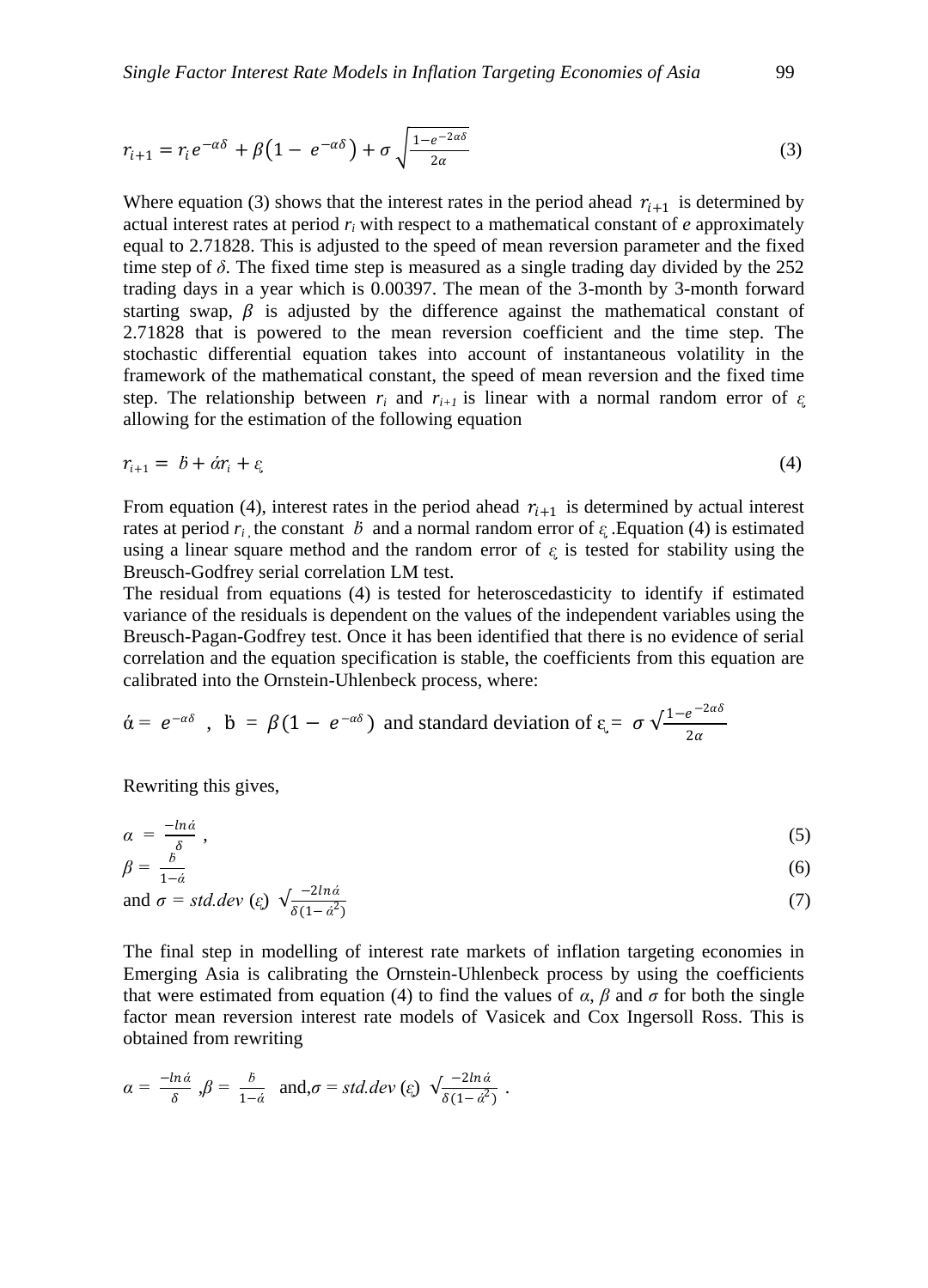$$r_{i+1} = r_i e^{-\alpha\delta} + \beta\left(1 - e^{-\alpha\delta}\right) + \sigma\sqrt{\frac{1-e^{-2\alpha\delta}}{2\alpha}} \tag{3}$$

Where equation (3) shows that the interest rates in the period ahead $r_{i+1}$ is determined by actual interest rates at period $r_i$ with respect to a mathematical constant of *e* approximately equal to 2.71828. This is adjusted to the speed of mean reversion parameter and the fixed time step of $\delta$. The fixed time step is measured as a single trading day divided by the 252 trading days in a year which is 0.00397. The mean of the 3-month by 3-month forward starting swap, $\beta$ is adjusted by the difference against the mathematical constant of 2.71828 that is powered to the mean reversion coefficient and the time step. The stochastic differential equation takes into account of instantaneous volatility in the framework of the mathematical constant, the speed of mean reversion and the fixed time step. The relationship between $r_i$ and $r_{i+1}$ is linear with a normal random error of $\varepsilon$ allowing for the estimation of the following equation

$$r_{i+1} = \acute{b} + \acute{\alpha} r_i + \varepsilon \tag{4}$$

From equation (4), interest rates in the period ahead $r_{i+1}$ is determined by actual interest rates at period $r_i$, the constant $\acute{b}$ and a normal random error of $\varepsilon$. Equation (4) is estimated using a linear square method and the random error of $\varepsilon$ is tested for stability using the Breusch-Godfrey serial correlation LM test.

The residual from equations (4) is tested for heteroscedasticity to identify if estimated variance of the residuals is dependent on the values of the independent variables using the Breusch-Pagan-Godfrey test. Once it has been identified that there is no evidence of serial correlation and the equation specification is stable, the coefficients from this equation are calibrated into the Ornstein-Uhlenbeck process, where:

$\acute{\alpha} = e^{-\alpha\delta}$ , $\acute{b} = \beta(1 - e^{-\alpha\delta})$ and standard deviation of $\varepsilon = \sigma\sqrt{\frac{1-e^{-2\alpha\delta}}{2\alpha}}$

Rewriting this gives,

$$\alpha = \frac{-\ln\acute{\alpha}}{\delta}, \tag{5}$$

$$\beta = \frac{\acute{b}}{1-\acute{\alpha}} \tag{6}$$

$$\text{and } \sigma = std.dev\,(\varepsilon)\sqrt{\frac{-2\ln\acute{\alpha}}{\delta(1-\acute{\alpha}^2)}} \tag{7}$$

The final step in modelling of interest rate markets of inflation targeting economies in Emerging Asia is calibrating the Ornstein-Uhlenbeck process by using the coefficients that were estimated from equation (4) to find the values of $\alpha$, $\beta$ and $\sigma$ for both the single factor mean reversion interest rate models of Vasicek and Cox Ingersoll Ross. This is obtained from rewriting

$$\alpha = \frac{-\ln\acute{\alpha}}{\delta}, \beta = \frac{\acute{b}}{1-\acute{\alpha}} \text{ and, } \sigma = std.dev\,(\varepsilon)\sqrt{\frac{-2\ln\acute{\alpha}}{\delta(1-\acute{\alpha}^2)}}.$$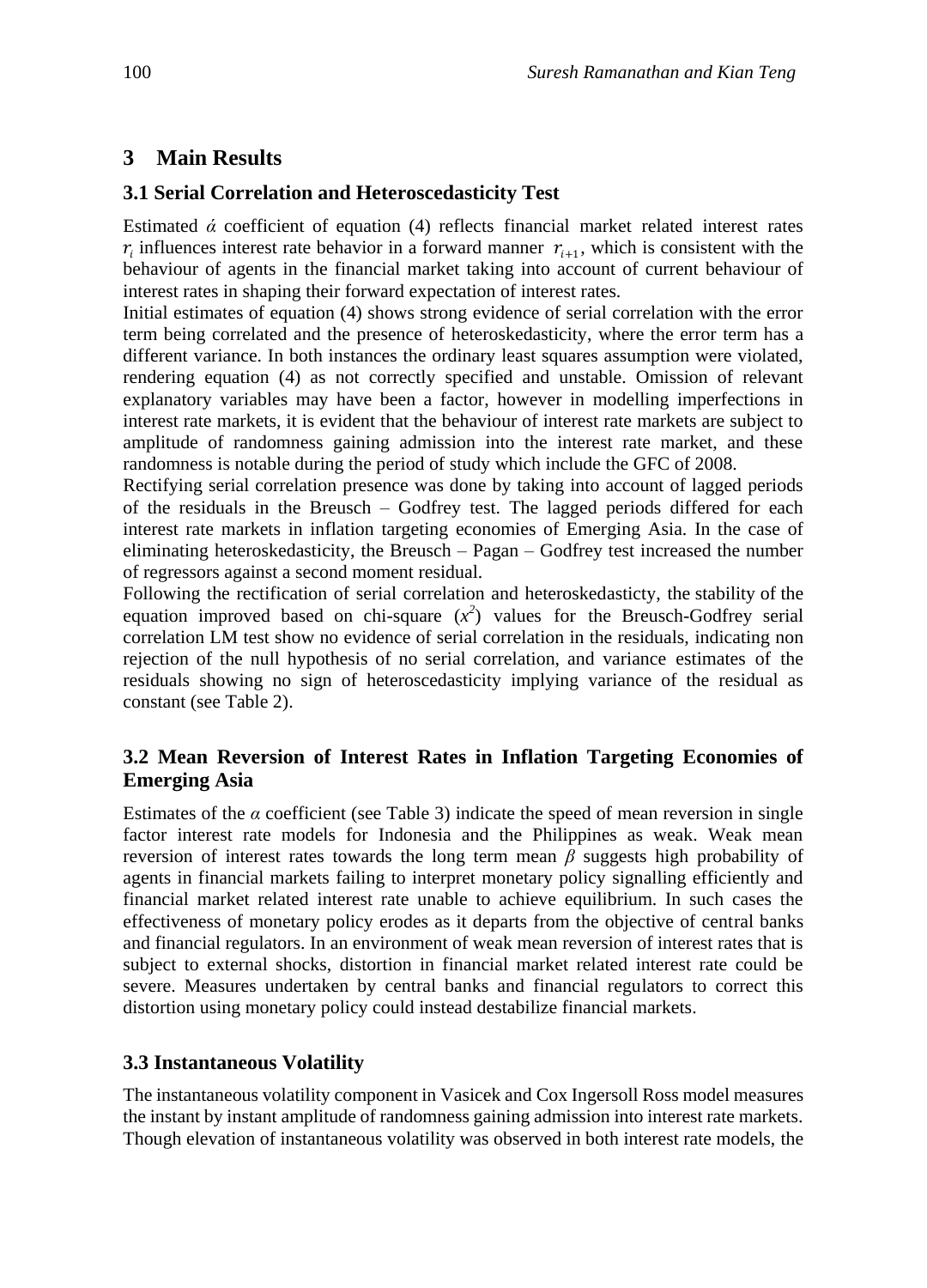## 3 Main Results

### 3.1 Serial Correlation and Heteroscedasticity Test

Estimated $\acute{\alpha}$ coefficient of equation (4) reflects financial market related interest rates $r_i$ influences interest rate behavior in a forward manner $r_{i+1}$, which is consistent with the behaviour of agents in the financial market taking into account of current behaviour of interest rates in shaping their forward expectation of interest rates.

Initial estimates of equation (4) shows strong evidence of serial correlation with the error term being correlated and the presence of heteroskedasticity, where the error term has a different variance. In both instances the ordinary least squares assumption were violated, rendering equation (4) as not correctly specified and unstable. Omission of relevant explanatory variables may have been a factor, however in modelling imperfections in interest rate markets, it is evident that the behaviour of interest rate markets are subject to amplitude of randomness gaining admission into the interest rate market, and these randomness is notable during the period of study which include the GFC of 2008.

Rectifying serial correlation presence was done by taking into account of lagged periods of the residuals in the Breusch – Godfrey test. The lagged periods differed for each interest rate markets in inflation targeting economies of Emerging Asia. In the case of eliminating heteroskedasticity, the Breusch – Pagan – Godfrey test increased the number of regressors against a second moment residual.

Following the rectification of serial correlation and heteroskedasticty, the stability of the equation improved based on chi-square ($x^2$) values for the Breusch-Godfrey serial correlation LM test show no evidence of serial correlation in the residuals, indicating non rejection of the null hypothesis of no serial correlation, and variance estimates of the residuals showing no sign of heteroscedasticity implying variance of the residual as constant (see Table 2).

### 3.2 Mean Reversion of Interest Rates in Inflation Targeting Economies of Emerging Asia

Estimates of the $\alpha$ coefficient (see Table 3) indicate the speed of mean reversion in single factor interest rate models for Indonesia and the Philippines as weak. Weak mean reversion of interest rates towards the long term mean $\beta$ suggests high probability of agents in financial markets failing to interpret monetary policy signalling efficiently and financial market related interest rate unable to achieve equilibrium. In such cases the effectiveness of monetary policy erodes as it departs from the objective of central banks and financial regulators. In an environment of weak mean reversion of interest rates that is subject to external shocks, distortion in financial market related interest rate could be severe. Measures undertaken by central banks and financial regulators to correct this distortion using monetary policy could instead destabilize financial markets.

### 3.3 Instantaneous Volatility

The instantaneous volatility component in Vasicek and Cox Ingersoll Ross model measures the instant by instant amplitude of randomness gaining admission into interest rate markets. Though elevation of instantaneous volatility was observed in both interest rate models, the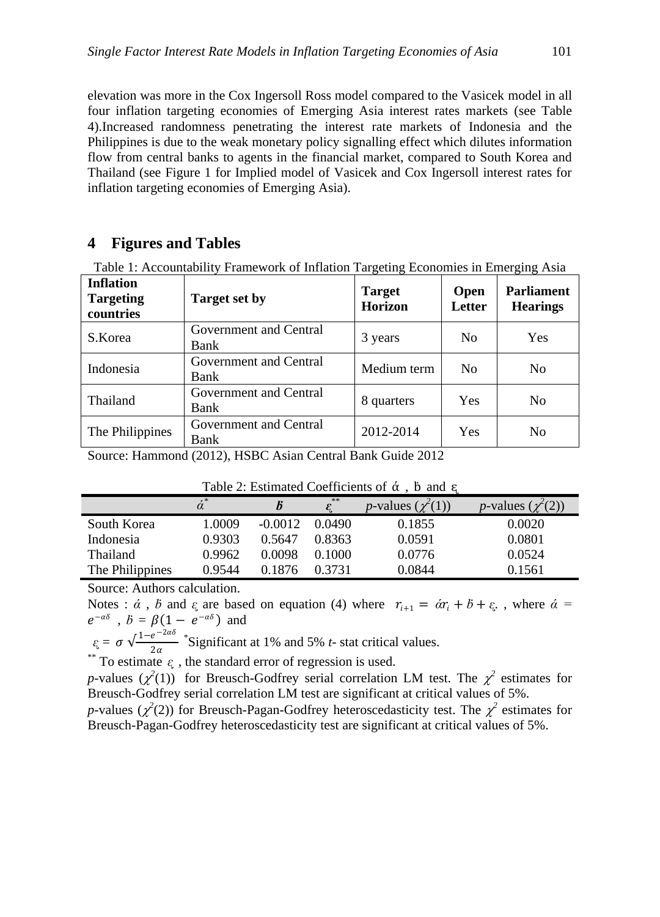elevation was more in the Cox Ingersoll Ross model compared to the Vasicek model in all four inflation targeting economies of Emerging Asia interest rates markets (see Table 4).Increased randomness penetrating the interest rate markets of Indonesia and the Philippines is due to the weak monetary policy signalling effect which dilutes information flow from central banks to agents in the financial market, compared to South Korea and Thailand (see Figure 1 for Implied model of Vasicek and Cox Ingersoll interest rates for inflation targeting economies of Emerging Asia).

## 4 Figures and Tables

Table 1: Accountability Framework of Inflation Targeting Economies in Emerging Asia

| **Inflation Targeting countries** | **Target set by** | **Target Horizon** | **Open Letter** | **Parliament Hearings** |
|---|---|---|---|---|
| S.Korea | Government and Central Bank | 3 years | No | Yes |
| Indonesia | Government and Central Bank | Medium term | No | No |
| Thailand | Government and Central Bank | 8 quarters | Yes | No |
| The Philippines | Government and Central Bank | 2012-2014 | Yes | No |

Source: Hammond (2012), HSBC Asian Central Bank Guide 2012

Table 2: Estimated Coefficients of $\acute{\alpha}$ , $\acute{b}$ and $\varepsilon_{\iota}$

| | $\acute{\alpha}^{*}$ | $\acute{b}$ | $\varepsilon_{\iota}^{**}$ | *p*-values ($\chi^2(1)$) | *p*-values ($\chi^2(2)$) |
|---|---|---|---|---|---|
| South Korea | 1.0009 | -0.0012 | 0.0490 | 0.1855 | 0.0020 |
| Indonesia | 0.9303 | 0.5647 | 0.8363 | 0.0591 | 0.0801 |
| Thailand | 0.9962 | 0.0098 | 0.1000 | 0.0776 | 0.0524 |
| The Philippines | 0.9544 | 0.1876 | 0.3731 | 0.0844 | 0.1561 |

Source: Authors calculation.

Notes : $\acute{\alpha}$ , $\acute{b}$ and $\varepsilon_{\iota}$ are based on equation (4) where $r_{i+1} = \acute{\alpha} r_i + \acute{b} + \varepsilon_{\iota}$. , where $\acute{\alpha} = e^{-\alpha\delta}$ , $\acute{b} = \beta(1 - e^{-\alpha\delta})$ and

$\varepsilon_{\iota} = \sigma\sqrt{\frac{1-e^{-2\alpha\delta}}{2\alpha}}$ *Significant at 1% and 5% *t*- stat critical values.

** To estimate $\varepsilon_{\iota}$ , the standard error of regression is used.

*p*-values ($\chi^2(1)$) for Breusch-Godfrey serial correlation LM test. The $\chi^2$ estimates for Breusch-Godfrey serial correlation LM test are significant at critical values of 5%.

*p*-values ($\chi^2(2)$) for Breusch-Pagan-Godfrey heteroscedasticity test. The $\chi^2$ estimates for Breusch-Pagan-Godfrey heteroscedasticity test are significant at critical values of 5%.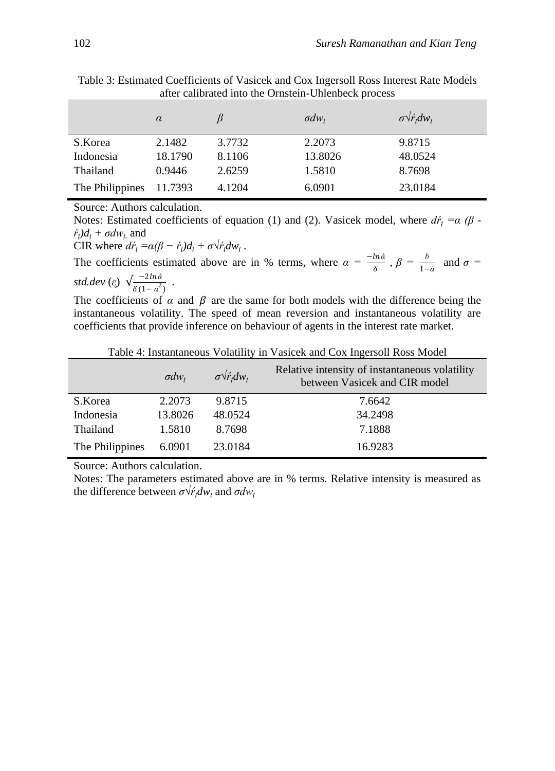Table 3: Estimated Coefficients of Vasicek and Cox Ingersoll Ross Interest Rate Models after calibrated into the Ornstein-Uhlenbeck process

| | $\alpha$ | $\beta$ | $\sigma dw_t$ | $\sigma\sqrt{\acute{r}_t}dw_t$ |
|---|---|---|---|---|
| S.Korea | 2.1482 | 3.7732 | 2.2073 | 9.8715 |
| Indonesia | 18.1790 | 8.1106 | 13.8026 | 48.0524 |
| Thailand | 0.9446 | 2.6259 | 1.5810 | 8.7698 |
| The Philippines | 11.7393 | 4.1204 | 6.0901 | 23.0184 |

Source: Authors calculation.

Notes: Estimated coefficients of equation (1) and (2). Vasicek model, where $d\acute{r}_t = \alpha(\beta - \acute{r}_t)d_t + \sigma dw_t$, and

CIR where $d\acute{r}_t = \alpha(\beta - \acute{r}_t)d_t + \sigma\sqrt{\acute{r}_t}dw_t$ .

The coefficients estimated above are in % terms, where $\alpha = \frac{-\ln\acute{\alpha}}{\delta}$ , $\beta = \frac{\acute{b}}{1-\acute{\alpha}}$ and $\sigma = std.dev\,(\varepsilon)\,\sqrt{\frac{-2\ln\acute{\alpha}}{\delta(1-\acute{\alpha}^2)}}$ .

The coefficients of $\alpha$ and $\beta$ are the same for both models with the difference being the instantaneous volatility. The speed of mean reversion and instantaneous volatility are coefficients that provide inference on behaviour of agents in the interest rate market.

Table 4: Instantaneous Volatility in Vasicek and Cox Ingersoll Ross Model

| | $\sigma dw_t$ | $\sigma\sqrt{\acute{r}_t}dw_t$ | Relative intensity of instantaneous volatility between Vasicek and CIR model |
|---|---|---|---|
| S.Korea | 2.2073 | 9.8715 | 7.6642 |
| Indonesia | 13.8026 | 48.0524 | 34.2498 |
| Thailand | 1.5810 | 8.7698 | 7.1888 |
| The Philippines | 6.0901 | 23.0184 | 16.9283 |

Source: Authors calculation.

Notes: The parameters estimated above are in % terms. Relative intensity is measured as the difference between $\sigma\sqrt{\acute{r}_t}dw_t$ and $\sigma dw_t$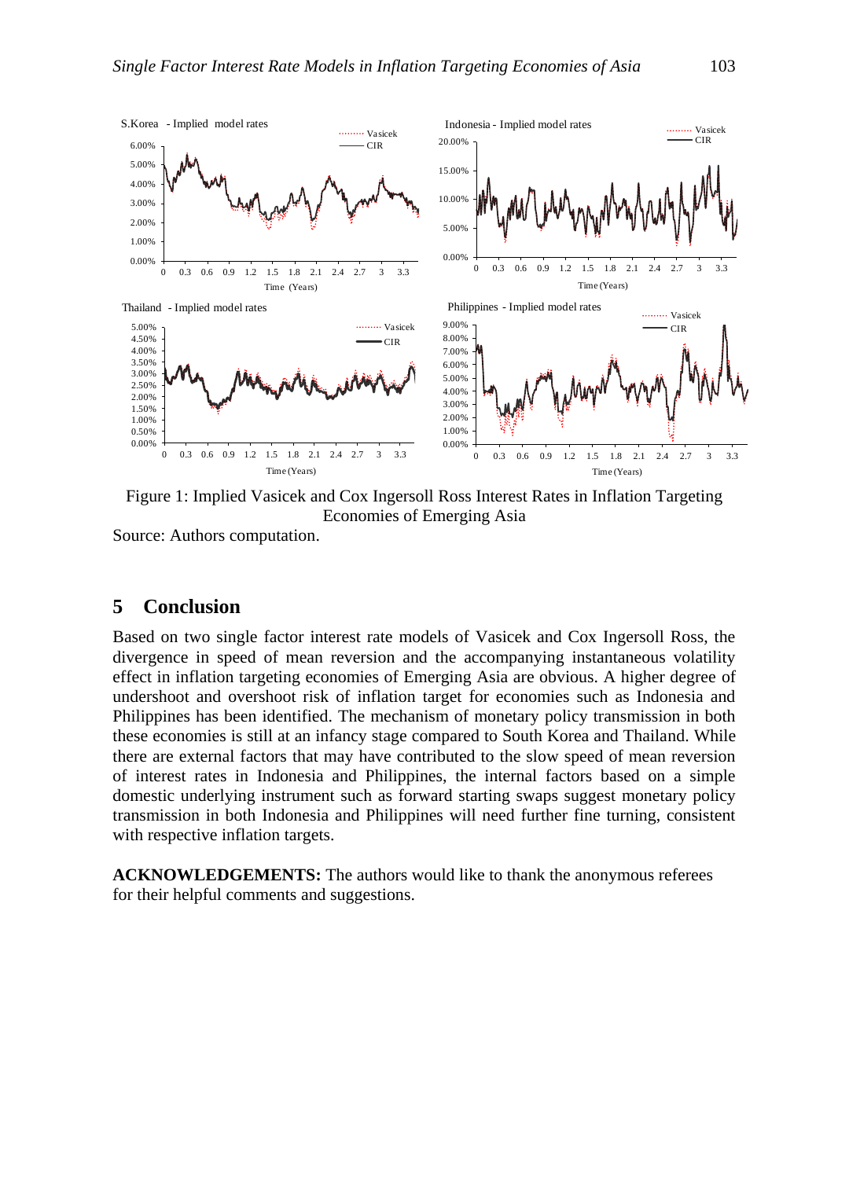Figure 1: Implied Vasicek and Cox Ingersoll Ross Interest Rates in Inflation Targeting Economies of Emerging Asia

Source: Authors computation.

## 5 Conclusion

Based on two single factor interest rate models of Vasicek and Cox Ingersoll Ross, the divergence in speed of mean reversion and the accompanying instantaneous volatility effect in inflation targeting economies of Emerging Asia are obvious. A higher degree of undershoot and overshoot risk of inflation target for economies such as Indonesia and Philippines has been identified. The mechanism of monetary policy transmission in both these economies is still at an infancy stage compared to South Korea and Thailand. While there are external factors that may have contributed to the slow speed of mean reversion of interest rates in Indonesia and Philippines, the internal factors based on a simple domestic underlying instrument such as forward starting swaps suggest monetary policy transmission in both Indonesia and Philippines will need further fine turning, consistent with respective inflation targets.

**ACKNOWLEDGEMENTS:** The authors would like to thank the anonymous referees for their helpful comments and suggestions.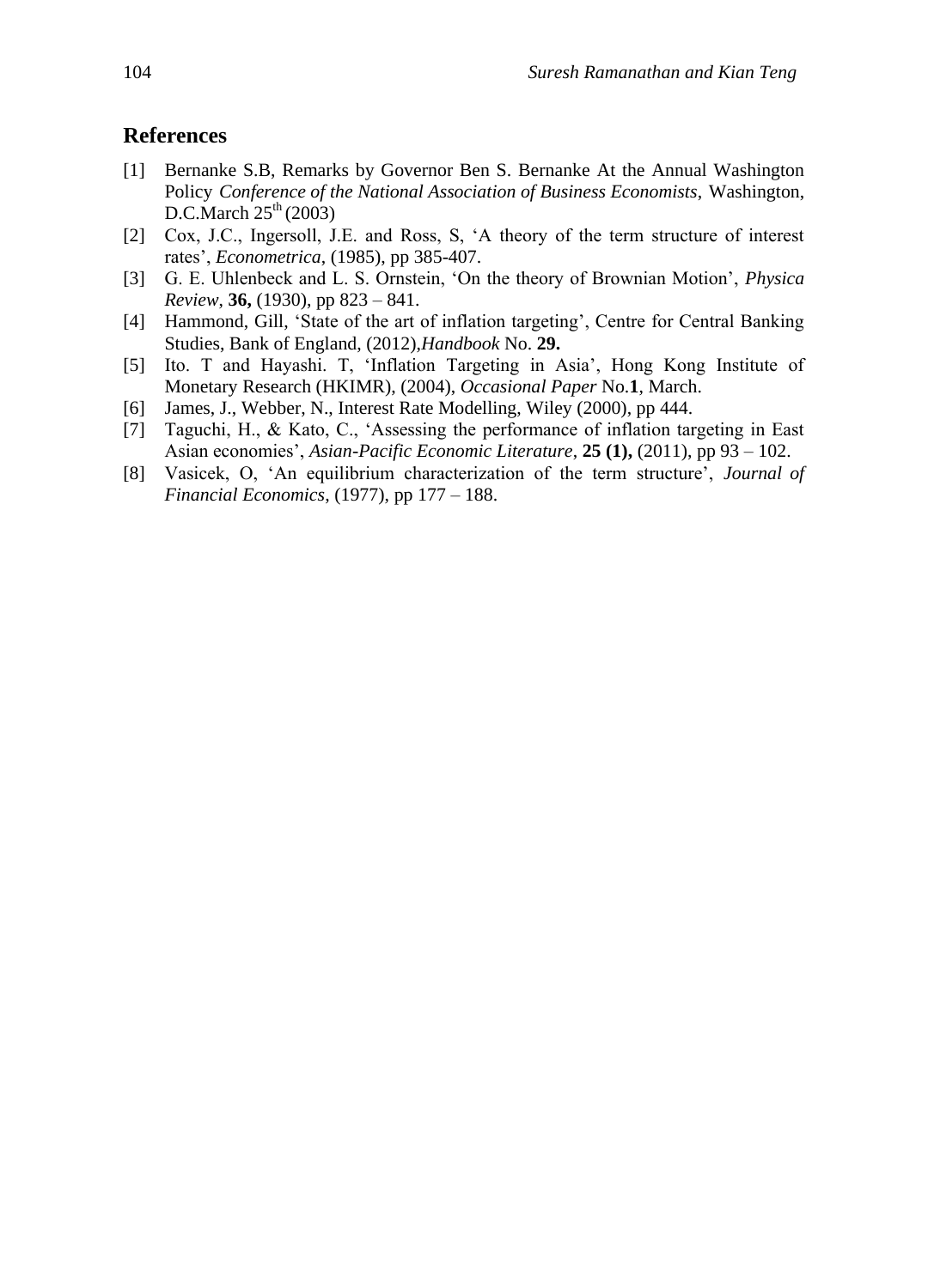## References

[1] Bernanke S.B, Remarks by Governor Ben S. Bernanke At the Annual Washington Policy *Conference of the National Association of Business Economists*, Washington, D.C.March 25th (2003)

[2] Cox, J.C., Ingersoll, J.E. and Ross, S, 'A theory of the term structure of interest rates', *Econometrica*, (1985), pp 385-407.

[3] G. E. Uhlenbeck and L. S. Ornstein, 'On the theory of Brownian Motion', *Physica Review*, **36,** (1930), pp 823 – 841.

[4] Hammond, Gill, 'State of the art of inflation targeting', Centre for Central Banking Studies, Bank of England, (2012),*Handbook* No. **29.**

[5] Ito. T and Hayashi. T, 'Inflation Targeting in Asia', Hong Kong Institute of Monetary Research (HKIMR), (2004), *Occasional Paper* No.**1**, March.

[6] James, J., Webber, N., Interest Rate Modelling, Wiley (2000), pp 444.

[7] Taguchi, H., & Kato, C., 'Assessing the performance of inflation targeting in East Asian economies', *Asian-Pacific Economic Literature*, **25 (1),** (2011), pp 93 – 102.

[8] Vasicek, O, 'An equilibrium characterization of the term structure', *Journal of Financial Economics*, (1977), pp 177 – 188.